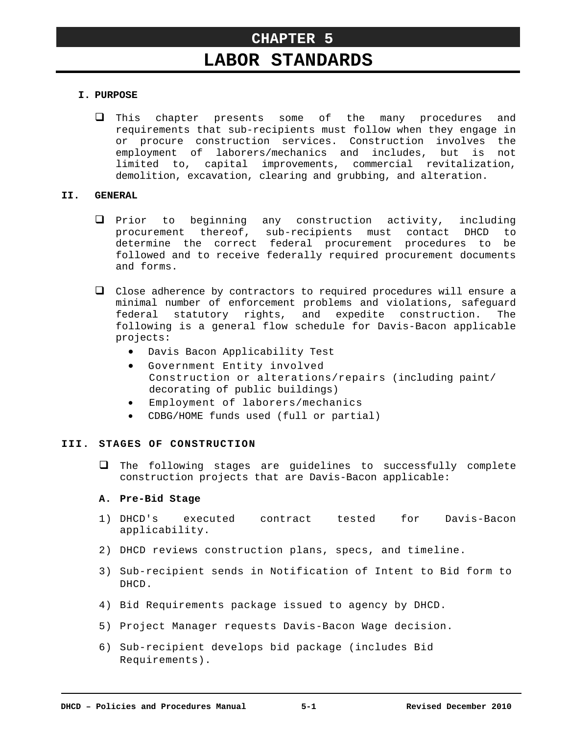# CHAPTER 5

# LABOR STANDARDS

## I. PURPOSE

- This chapter presents some of the many procedures and requirements that sub-recipients must follow when they engage in or procure construction services. Construction involves the employment of laborers/mechanics and includes, but is not limited to, capital improvements, commercial revitalization, demolition, excavation, clearing and grubbing, and alteration.

## II. GENERAL

- Prior to beginning any construction activity, including procurement thereof, sub-recipients must contact DHCD to determine the correct federal procurement procedures to be followed and to receive federally required procurement documents and forms.

- Close adherence by contractors to required procedures will ensure a minimal number of enforcement problems and violations, safeguard federal statutory rights, and expedite construction. The following is a general flow schedule for Davis-Bacon applicable projects:
  - Davis Bacon Applicability Test
  - Government Entity involved
    Construction or alterations/repairs (including paint/ decorating of public buildings)
  - Employment of laborers/mechanics
  - CDBG/HOME funds used (full or partial)

## III. STAGES OF CONSTRUCTION

- The following stages are guidelines to successfully complete construction projects that are Davis-Bacon applicable:

### A. Pre-Bid Stage

1) DHCD's executed contract tested for Davis-Bacon applicability.
2) DHCD reviews construction plans, specs, and timeline.
3) Sub-recipient sends in Notification of Intent to Bid form to DHCD.
4) Bid Requirements package issued to agency by DHCD.
5) Project Manager requests Davis-Bacon Wage decision.
6) Sub-recipient develops bid package (includes Bid Requirements).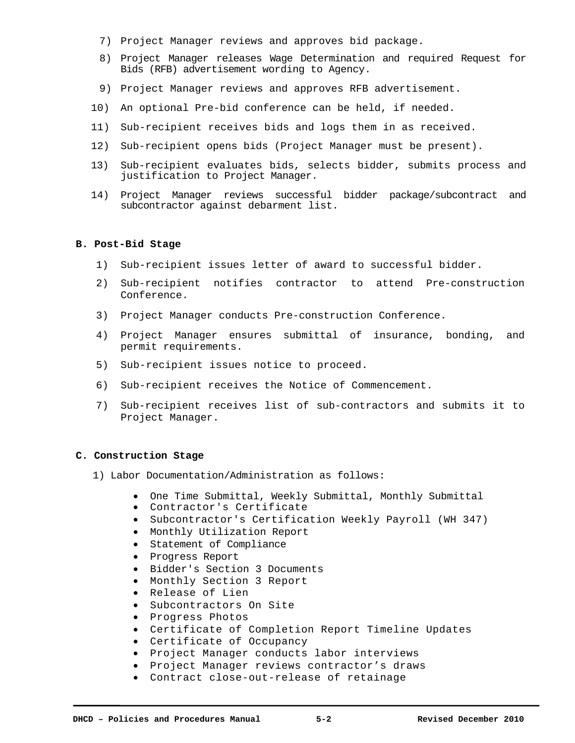7) Project Manager reviews and approves bid package.
8) Project Manager releases Wage Determination and required Request for Bids (RFB) advertisement wording to Agency.
9) Project Manager reviews and approves RFB advertisement.
10) An optional Pre-bid conference can be held, if needed.
11) Sub-recipient receives bids and logs them in as received.
12) Sub-recipient opens bids (Project Manager must be present).
13) Sub-recipient evaluates bids, selects bidder, submits process and justification to Project Manager.
14) Project Manager reviews successful bidder package/subcontract and subcontractor against debarment list.

**B. Post-Bid Stage**

1) Sub-recipient issues letter of award to successful bidder.
2) Sub-recipient notifies contractor to attend Pre-construction Conference.
3) Project Manager conducts Pre-construction Conference.
4) Project Manager ensures submittal of insurance, bonding, and permit requirements.
5) Sub-recipient issues notice to proceed.
6) Sub-recipient receives the Notice of Commencement.
7) Sub-recipient receives list of sub-contractors and submits it to Project Manager.

**C. Construction Stage**

1) Labor Documentation/Administration as follows:

- One Time Submittal, Weekly Submittal, Monthly Submittal
- Contractor's Certificate
- Subcontractor's Certification Weekly Payroll (WH 347)
- Monthly Utilization Report
- Statement of Compliance
- Progress Report
- Bidder's Section 3 Documents
- Monthly Section 3 Report
- Release of Lien
- Subcontractors On Site
- Progress Photos
- Certificate of Completion Report Timeline Updates
- Certificate of Occupancy
- Project Manager conducts labor interviews
- Project Manager reviews contractor’s draws
- Contract close-out-release of retainage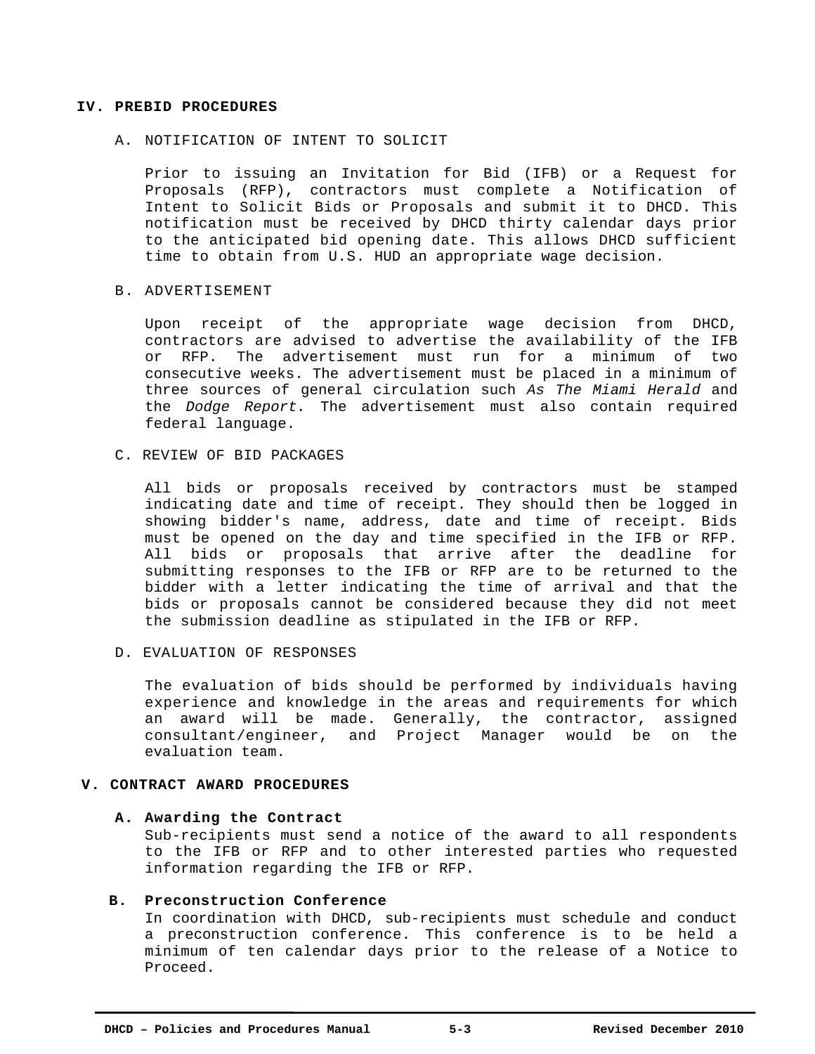## IV. PREBID PROCEDURES

### A. NOTIFICATION OF INTENT TO SOLICIT

Prior to issuing an Invitation for Bid (IFB) or a Request for Proposals (RFP), contractors must complete a Notification of Intent to Solicit Bids or Proposals and submit it to DHCD. This notification must be received by DHCD thirty calendar days prior to the anticipated bid opening date. This allows DHCD sufficient time to obtain from U.S. HUD an appropriate wage decision.

### B. ADVERTISEMENT

Upon receipt of the appropriate wage decision from DHCD, contractors are advised to advertise the availability of the IFB or RFP. The advertisement must run for a minimum of two consecutive weeks. The advertisement must be placed in a minimum of three sources of general circulation such *As The Miami Herald* and the *Dodge Report.* The advertisement must also contain required federal language.

### C. REVIEW OF BID PACKAGES

All bids or proposals received by contractors must be stamped indicating date and time of receipt. They should then be logged in showing bidder's name, address, date and time of receipt. Bids must be opened on the day and time specified in the IFB or RFP. All bids or proposals that arrive after the deadline for submitting responses to the IFB or RFP are to be returned to the bidder with a letter indicating the time of arrival and that the bids or proposals cannot be considered because they did not meet the submission deadline as stipulated in the IFB or RFP.

### D. EVALUATION OF RESPONSES

The evaluation of bids should be performed by individuals having experience and knowledge in the areas and requirements for which an award will be made. Generally, the contractor, assigned consultant/engineer, and Project Manager would be on the evaluation team.

## V. CONTRACT AWARD PROCEDURES

### A. Awarding the Contract

Sub-recipients must send a notice of the award to all respondents to the IFB or RFP and to other interested parties who requested information regarding the IFB or RFP.

### B. Preconstruction Conference

In coordination with DHCD, sub-recipients must schedule and conduct a preconstruction conference. This conference is to be held a minimum of ten calendar days prior to the release of a Notice to Proceed.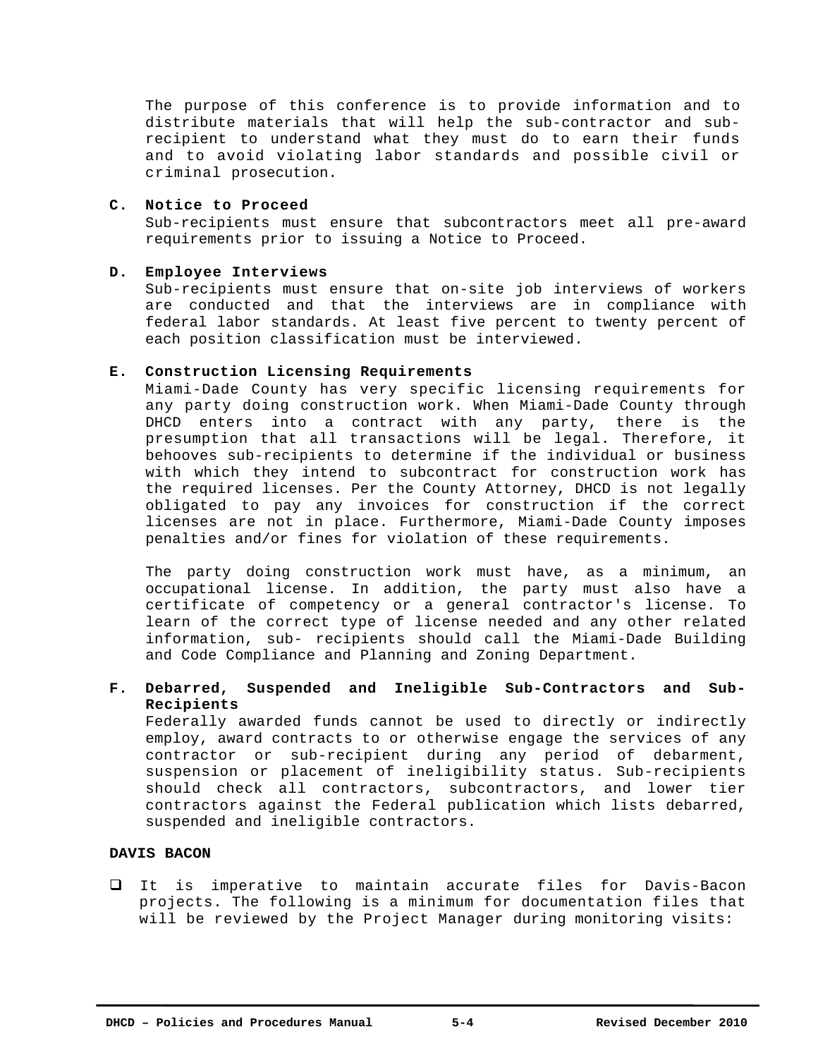The purpose of this conference is to provide information and to distribute materials that will help the sub-contractor and sub-recipient to understand what they must do to earn their funds and to avoid violating labor standards and possible civil or criminal prosecution.

**C. Notice to Proceed**

Sub-recipients must ensure that subcontractors meet all pre-award requirements prior to issuing a Notice to Proceed.

**D. Employee Interviews**

Sub-recipients must ensure that on-site job interviews of workers are conducted and that the interviews are in compliance with federal labor standards. At least five percent to twenty percent of each position classification must be interviewed.

**E. Construction Licensing Requirements**

Miami-Dade County has very specific licensing requirements for any party doing construction work. When Miami-Dade County through DHCD enters into a contract with any party, there is the presumption that all transactions will be legal. Therefore, it behooves sub-recipients to determine if the individual or business with which they intend to subcontract for construction work has the required licenses. Per the County Attorney, DHCD is not legally obligated to pay any invoices for construction if the correct licenses are not in place. Furthermore, Miami-Dade County imposes penalties and/or fines for violation of these requirements.

The party doing construction work must have, as a minimum, an occupational license. In addition, the party must also have a certificate of competency or a general contractor's license. To learn of the correct type of license needed and any other related information, sub- recipients should call the Miami-Dade Building and Code Compliance and Planning and Zoning Department.

**F. Debarred, Suspended and Ineligible Sub-Contractors and Sub-Recipients**

Federally awarded funds cannot be used to directly or indirectly employ, award contracts to or otherwise engage the services of any contractor or sub-recipient during any period of debarment, suspension or placement of ineligibility status. Sub-recipients should check all contractors, subcontractors, and lower tier contractors against the Federal publication which lists debarred, suspended and ineligible contractors.

**DAVIS BACON**

- ❑ It is imperative to maintain accurate files for Davis-Bacon projects. The following is a minimum for documentation files that will be reviewed by the Project Manager during monitoring visits: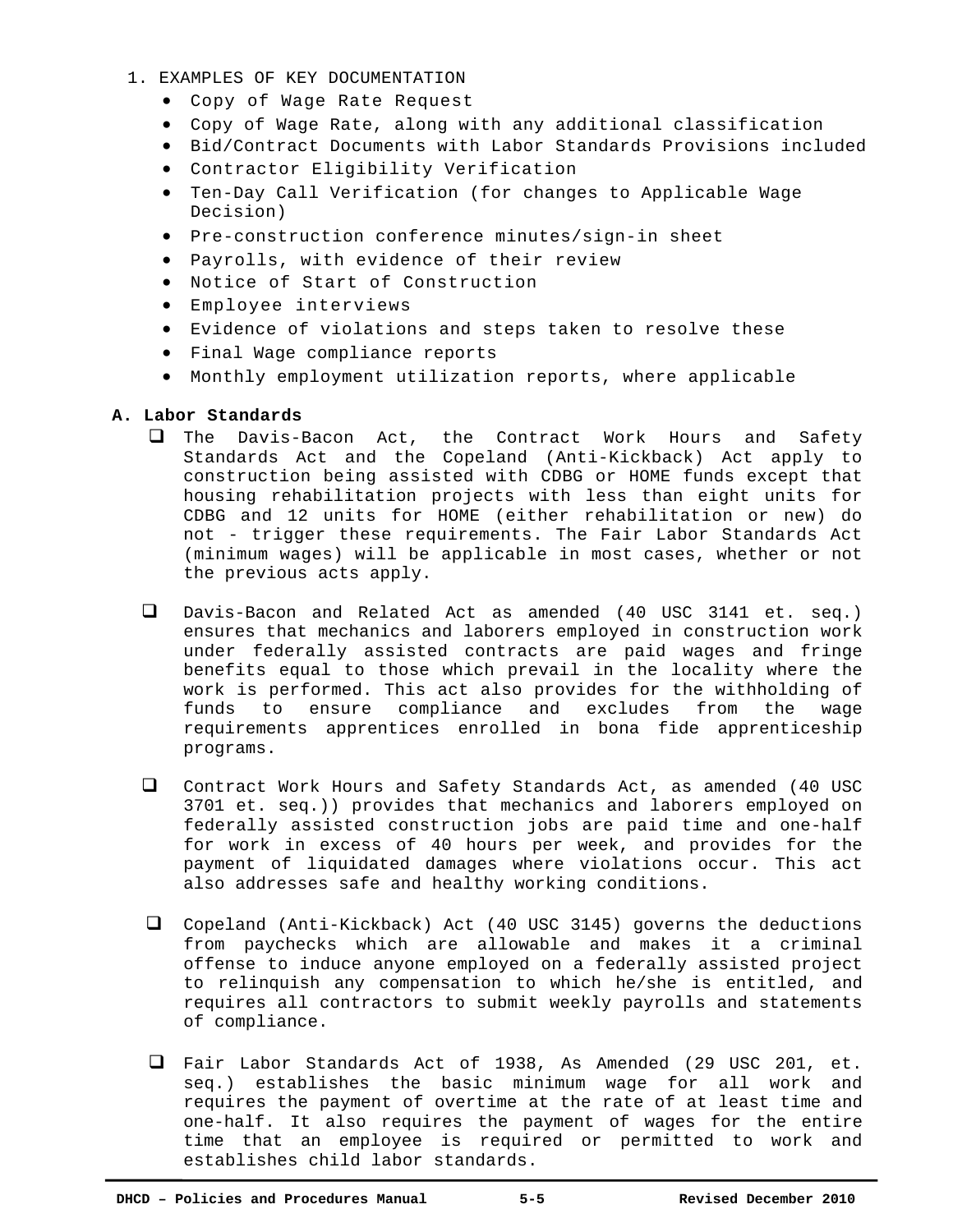1. EXAMPLES OF KEY DOCUMENTATION
   - Copy of Wage Rate Request
   - Copy of Wage Rate, along with any additional classification
   - Bid/Contract Documents with Labor Standards Provisions included
   - Contractor Eligibility Verification
   - Ten-Day Call Verification (for changes to Applicable Wage Decision)
   - Pre-construction conference minutes/sign-in sheet
   - Payrolls, with evidence of their review
   - Notice of Start of Construction
   - Employee interviews
   - Evidence of violations and steps taken to resolve these
   - Final Wage compliance reports
   - Monthly employment utilization reports, where applicable

### A. Labor Standards

- ❑ The Davis-Bacon Act, the Contract Work Hours and Safety Standards Act and the Copeland (Anti-Kickback) Act apply to construction being assisted with CDBG or HOME funds except that housing rehabilitation projects with less than eight units for CDBG and 12 units for HOME (either rehabilitation or new) do not - trigger these requirements. The Fair Labor Standards Act (minimum wages) will be applicable in most cases, whether or not the previous acts apply.

- ❑ Davis-Bacon and Related Act as amended (40 USC 3141 et. seq.) ensures that mechanics and laborers employed in construction work under federally assisted contracts are paid wages and fringe benefits equal to those which prevail in the locality where the work is performed. This act also provides for the withholding of funds to ensure compliance and excludes from the wage requirements apprentices enrolled in bona fide apprenticeship programs.

- ❑ Contract Work Hours and Safety Standards Act, as amended (40 USC 3701 et. seq.)) provides that mechanics and laborers employed on federally assisted construction jobs are paid time and one-half for work in excess of 40 hours per week, and provides for the payment of liquidated damages where violations occur. This act also addresses safe and healthy working conditions.

- ❑ Copeland (Anti-Kickback) Act (40 USC 3145) governs the deductions from paychecks which are allowable and makes it a criminal offense to induce anyone employed on a federally assisted project to relinquish any compensation to which he/she is entitled, and requires all contractors to submit weekly payrolls and statements of compliance.

- ❑ Fair Labor Standards Act of 1938, As Amended (29 USC 201, et. seq.) establishes the basic minimum wage for all work and requires the payment of overtime at the rate of at least time and one-half. It also requires the payment of wages for the entire time that an employee is required or permitted to work and establishes child labor standards.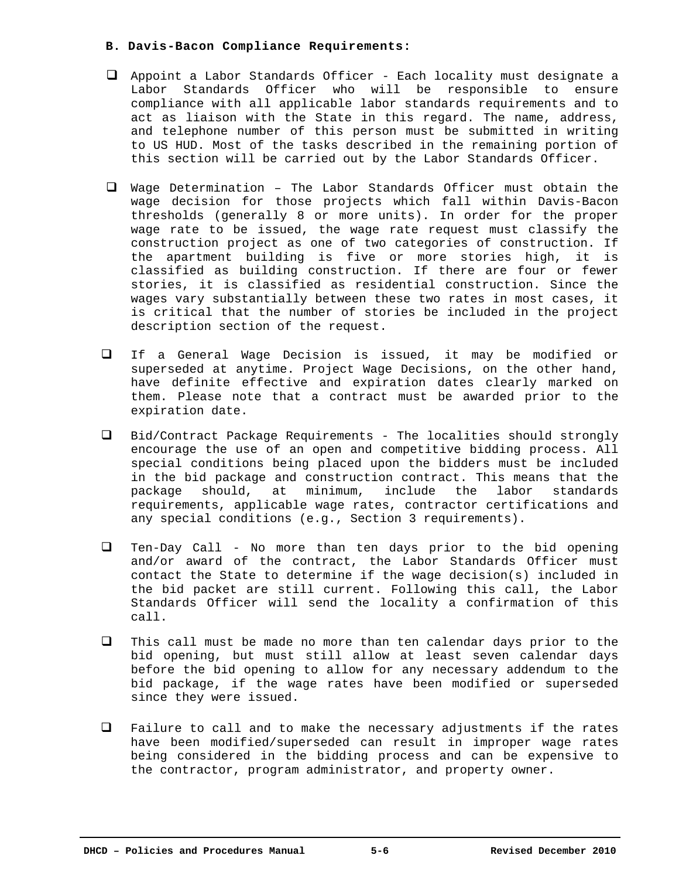**B. Davis-Bacon Compliance Requirements:**

- Appoint a Labor Standards Officer - Each locality must designate a Labor Standards Officer who will be responsible to ensure compliance with all applicable labor standards requirements and to act as liaison with the State in this regard. The name, address, and telephone number of this person must be submitted in writing to US HUD. Most of the tasks described in the remaining portion of this section will be carried out by the Labor Standards Officer.

- Wage Determination – The Labor Standards Officer must obtain the wage decision for those projects which fall within Davis-Bacon thresholds (generally 8 or more units). In order for the proper wage rate to be issued, the wage rate request must classify the construction project as one of two categories of construction. If the apartment building is five or more stories high, it is classified as building construction. If there are four or fewer stories, it is classified as residential construction. Since the wages vary substantially between these two rates in most cases, it is critical that the number of stories be included in the project description section of the request.

- If a General Wage Decision is issued, it may be modified or superseded at anytime. Project Wage Decisions, on the other hand, have definite effective and expiration dates clearly marked on them. Please note that a contract must be awarded prior to the expiration date.

- Bid/Contract Package Requirements - The localities should strongly encourage the use of an open and competitive bidding process. All special conditions being placed upon the bidders must be included in the bid package and construction contract. This means that the package should, at minimum, include the labor standards requirements, applicable wage rates, contractor certifications and any special conditions (e.g., Section 3 requirements).

- Ten-Day Call - No more than ten days prior to the bid opening and/or award of the contract, the Labor Standards Officer must contact the State to determine if the wage decision(s) included in the bid packet are still current. Following this call, the Labor Standards Officer will send the locality a confirmation of this call.

- This call must be made no more than ten calendar days prior to the bid opening, but must still allow at least seven calendar days before the bid opening to allow for any necessary addendum to the bid package, if the wage rates have been modified or superseded since they were issued.

- Failure to call and to make the necessary adjustments if the rates have been modified/superseded can result in improper wage rates being considered in the bidding process and can be expensive to the contractor, program administrator, and property owner.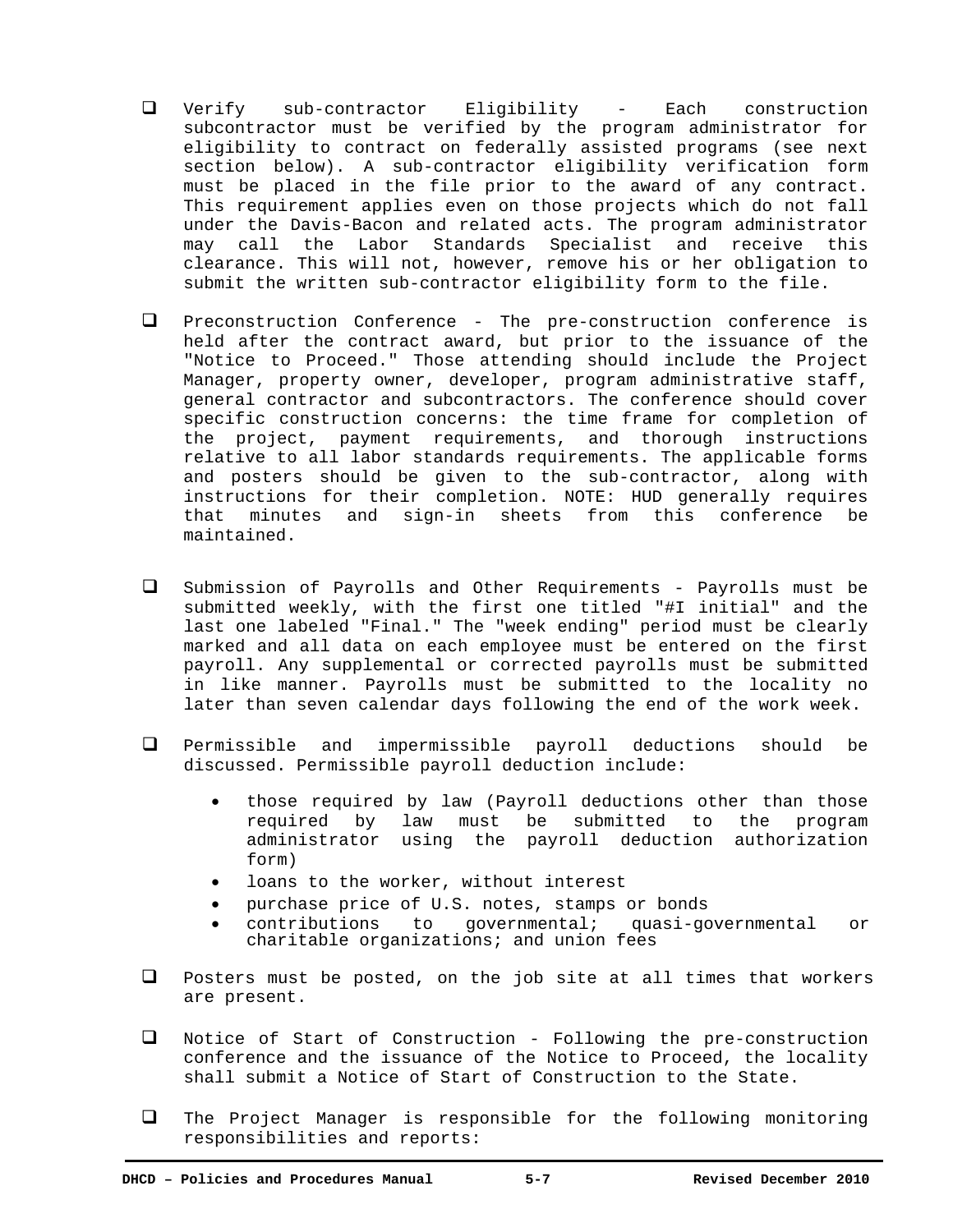- ❑ Verify sub-contractor Eligibility - Each construction subcontractor must be verified by the program administrator for eligibility to contract on federally assisted programs (see next section below). A sub-contractor eligibility verification form must be placed in the file prior to the award of any contract. This requirement applies even on those projects which do not fall under the Davis-Bacon and related acts. The program administrator may call the Labor Standards Specialist and receive this clearance. This will not, however, remove his or her obligation to submit the written sub-contractor eligibility form to the file.

- ❑ Preconstruction Conference - The pre-construction conference is held after the contract award, but prior to the issuance of the "Notice to Proceed." Those attending should include the Project Manager, property owner, developer, program administrative staff, general contractor and subcontractors. The conference should cover specific construction concerns: the time frame for completion of the project, payment requirements, and thorough instructions relative to all labor standards requirements. The applicable forms and posters should be given to the sub-contractor, along with instructions for their completion. NOTE: HUD generally requires that minutes and sign-in sheets from this conference be maintained.

- ❑ Submission of Payrolls and Other Requirements - Payrolls must be submitted weekly, with the first one titled "#I initial" and the last one labeled "Final." The "week ending" period must be clearly marked and all data on each employee must be entered on the first payroll. Any supplemental or corrected payrolls must be submitted in like manner. Payrolls must be submitted to the locality no later than seven calendar days following the end of the work week.

- ❑ Permissible and impermissible payroll deductions should be discussed. Permissible payroll deduction include:
    - those required by law (Payroll deductions other than those required by law must be submitted to the program administrator using the payroll deduction authorization form)
    - loans to the worker, without interest
    - purchase price of U.S. notes, stamps or bonds
    - contributions to governmental; quasi-governmental or charitable organizations; and union fees

- ❑ Posters must be posted, on the job site at all times that workers are present.

- ❑ Notice of Start of Construction - Following the pre-construction conference and the issuance of the Notice to Proceed, the locality shall submit a Notice of Start of Construction to the State.

- ❑ The Project Manager is responsible for the following monitoring responsibilities and reports: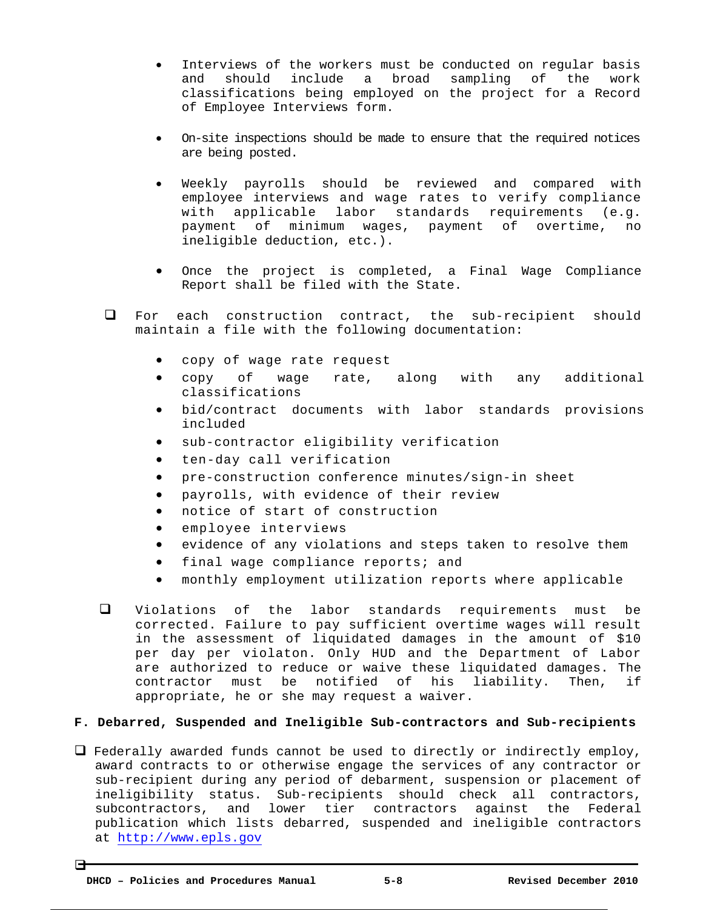- Interviews of the workers must be conducted on regular basis and should include a broad sampling of the work classifications being employed on the project for a Record of Employee Interviews form.

- On-site inspections should be made to ensure that the required notices are being posted.

- Weekly payrolls should be reviewed and compared with employee interviews and wage rates to verify compliance with applicable labor standards requirements (e.g. payment of minimum wages, payment of overtime, no ineligible deduction, etc.).

- Once the project is completed, a Final Wage Compliance Report shall be filed with the State.

❑ For each construction contract, the sub-recipient should maintain a file with the following documentation:

- copy of wage rate request
- copy of wage rate, along with any additional classifications
- bid/contract documents with labor standards provisions included
- sub-contractor eligibility verification
- ten-day call verification
- pre-construction conference minutes/sign-in sheet
- payrolls, with evidence of their review
- notice of start of construction
- employee interviews
- evidence of any violations and steps taken to resolve them
- final wage compliance reports; and
- monthly employment utilization reports where applicable

❑ Violations of the labor standards requirements must be corrected. Failure to pay sufficient overtime wages will result in the assessment of liquidated damages in the amount of $10 per day per violaton. Only HUD and the Department of Labor are authorized to reduce or waive these liquidated damages. The contractor must be notified of his liability. Then, if appropriate, he or she may request a waiver.

**F. Debarred, Suspended and Ineligible Sub-contractors and Sub-recipients**

❑ Federally awarded funds cannot be used to directly or indirectly employ, award contracts to or otherwise engage the services of any contractor or sub-recipient during any period of debarment, suspension or placement of ineligibility status. Sub-recipients should check all contractors, subcontractors, and lower tier contractors against the Federal publication which lists debarred, suspended and ineligible contractors at http://www.epls.gov